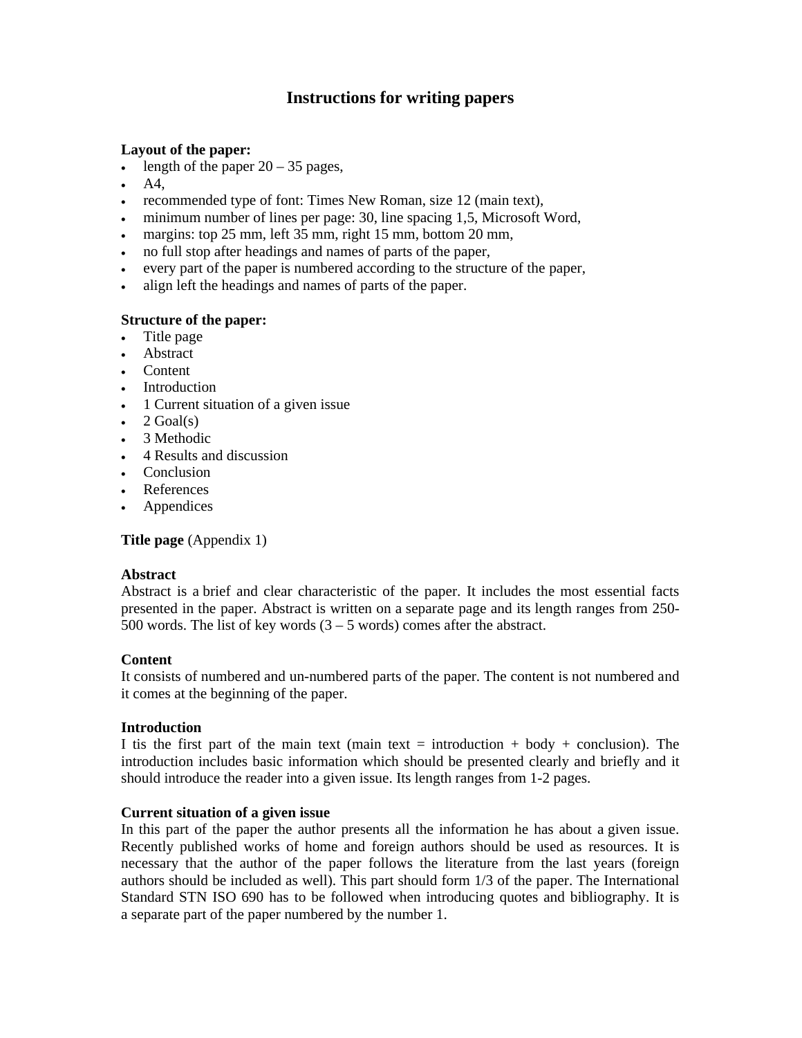# Instructions for writing papers

**Layout of the paper:**

- length of the paper 20 – 35 pages,
- A4,
- recommended type of font: Times New Roman, size 12 (main text),
- minimum number of lines per page: 30, line spacing 1,5, Microsoft Word,
- margins: top 25 mm, left 35 mm, right 15 mm, bottom 20 mm,
- no full stop after headings and names of parts of the paper,
- every part of the paper is numbered according to the structure of the paper,
- align left the headings and names of parts of the paper.

**Structure of the paper:**

- Title page
- Abstract
- Content
- Introduction
- 1 Current situation of a given issue
- 2 Goal(s)
- 3 Methodic
- 4 Results and discussion
- Conclusion
- References
- Appendices

**Title page** (Appendix 1)

**Abstract**

Abstract is a brief and clear characteristic of the paper. It includes the most essential facts presented in the paper. Abstract is written on a separate page and its length ranges from 250-500 words. The list of key words (3 – 5 words) comes after the abstract.

**Content**

It consists of numbered and un-numbered parts of the paper. The content is not numbered and it comes at the beginning of the paper.

**Introduction**

I tis the first part of the main text (main text = introduction + body + conclusion). The introduction includes basic information which should be presented clearly and briefly and it should introduce the reader into a given issue. Its length ranges from 1-2 pages.

**Current situation of a given issue**

In this part of the paper the author presents all the information he has about a given issue. Recently published works of home and foreign authors should be used as resources. It is necessary that the author of the paper follows the literature from the last years (foreign authors should be included as well). This part should form 1/3 of the paper. The International Standard STN ISO 690 has to be followed when introducing quotes and bibliography. It is a separate part of the paper numbered by the number 1.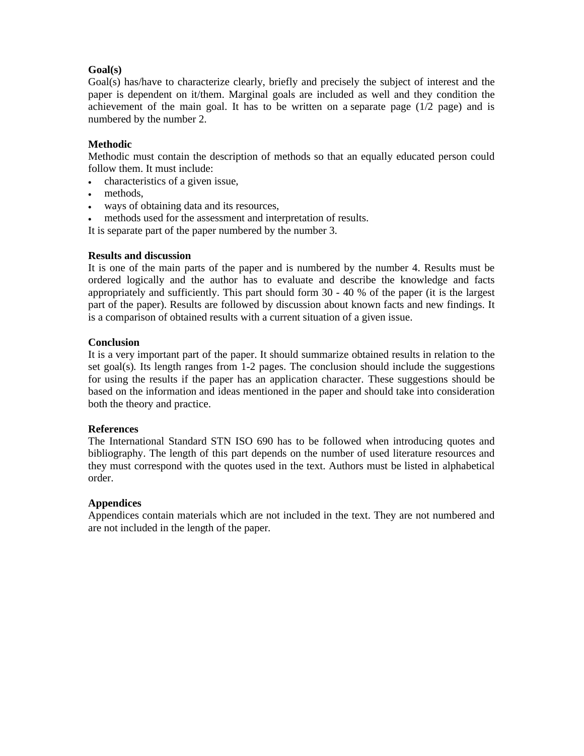**Goal(s)**
Goal(s) has/have to characterize clearly, briefly and precisely the subject of interest and the paper is dependent on it/them. Marginal goals are included as well and they condition the achievement of the main goal. It has to be written on a separate page (1/2 page) and is numbered by the number 2.

**Methodic**
Methodic must contain the description of methods so that an equally educated person could follow them. It must include:

- characteristics of a given issue,
- methods,
- ways of obtaining data and its resources,
- methods used for the assessment and interpretation of results.

It is separate part of the paper numbered by the number 3.

**Results and discussion**
It is one of the main parts of the paper and is numbered by the number 4. Results must be ordered logically and the author has to evaluate and describe the knowledge and facts appropriately and sufficiently. This part should form 30 - 40 % of the paper (it is the largest part of the paper). Results are followed by discussion about known facts and new findings. It is a comparison of obtained results with a current situation of a given issue.

**Conclusion**
It is a very important part of the paper. It should summarize obtained results in relation to the set goal(s). Its length ranges from 1-2 pages. The conclusion should include the suggestions for using the results if the paper has an application character. These suggestions should be based on the information and ideas mentioned in the paper and should take into consideration both the theory and practice.

**References**
The International Standard STN ISO 690 has to be followed when introducing quotes and bibliography. The length of this part depends on the number of used literature resources and they must correspond with the quotes used in the text. Authors must be listed in alphabetical order.

**Appendices**
Appendices contain materials which are not included in the text. They are not numbered and are not included in the length of the paper.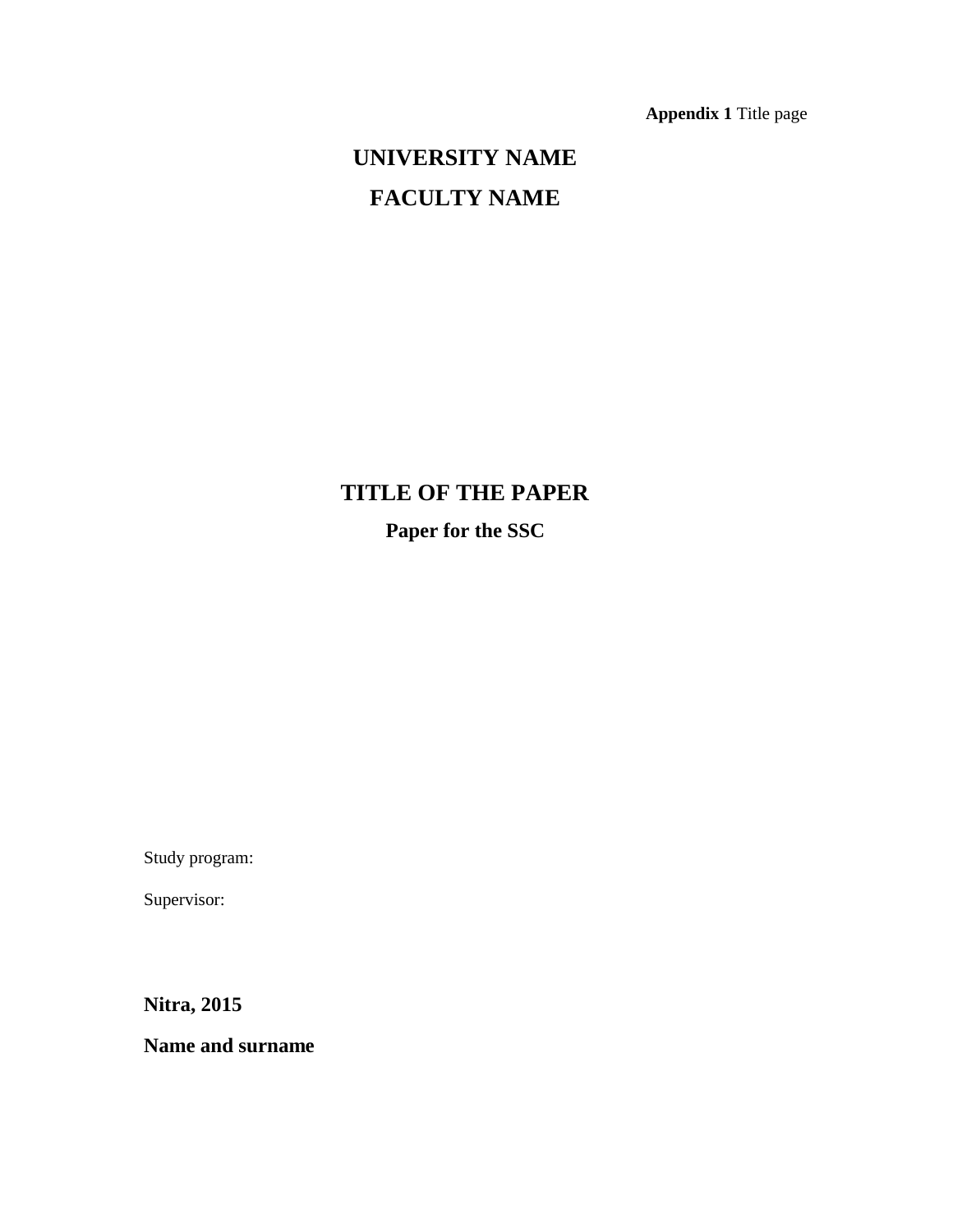**Appendix 1** Title page

# UNIVERSITY NAME

# FACULTY NAME

## TITLE OF THE PAPER

### Paper for the SSC

Study program:

Supervisor:

**Nitra, 2015**

**Name and surname**